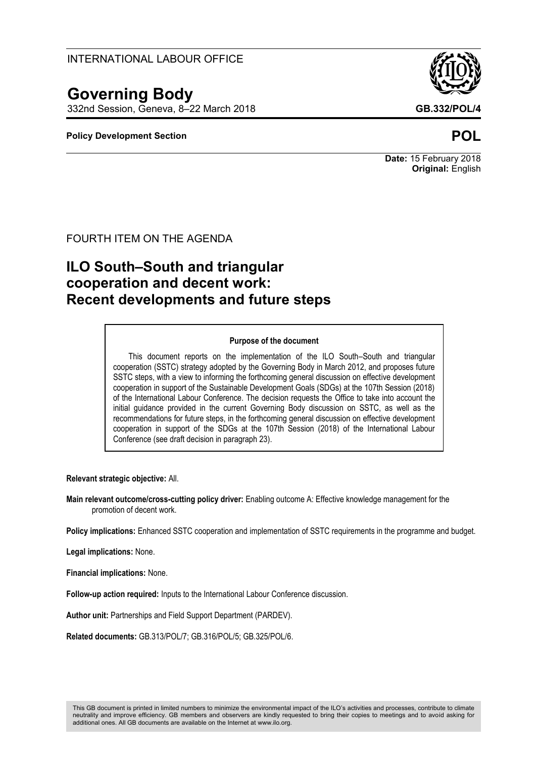INTERNATIONAL LABOUR OFFICE

# Governing Body

332nd Session, Geneva, 8–22 March 2018

**GB.332/POL/4**

**Policy Development Section**

**POL**

**Date:** 15 February 2018
**Original:** English

FOURTH ITEM ON THE AGENDA

# ILO South–South and triangular cooperation and decent work: Recent developments and future steps

**Purpose of the document**

This document reports on the implementation of the ILO South–South and triangular cooperation (SSTC) strategy adopted by the Governing Body in March 2012, and proposes future SSTC steps, with a view to informing the forthcoming general discussion on effective development cooperation in support of the Sustainable Development Goals (SDGs) at the 107th Session (2018) of the International Labour Conference. The decision requests the Office to take into account the initial guidance provided in the current Governing Body discussion on SSTC, as well as the recommendations for future steps, in the forthcoming general discussion on effective development cooperation in support of the SDGs at the 107th Session (2018) of the International Labour Conference (see draft decision in paragraph 23).

**Relevant strategic objective:** All.

**Main relevant outcome/cross-cutting policy driver:** Enabling outcome A: Effective knowledge management for the promotion of decent work.

**Policy implications:** Enhanced SSTC cooperation and implementation of SSTC requirements in the programme and budget.

**Legal implications:** None.

**Financial implications:** None.

**Follow-up action required:** Inputs to the International Labour Conference discussion.

**Author unit:** Partnerships and Field Support Department (PARDEV).

**Related documents:** GB.313/POL/7; GB.316/POL/5; GB.325/POL/6.

This GB document is printed in limited numbers to minimize the environmental impact of the ILO's activities and processes, contribute to climate neutrality and improve efficiency. GB members and observers are kindly requested to bring their copies to meetings and to avoid asking for additional ones. All GB documents are available on the Internet at www.ilo.org.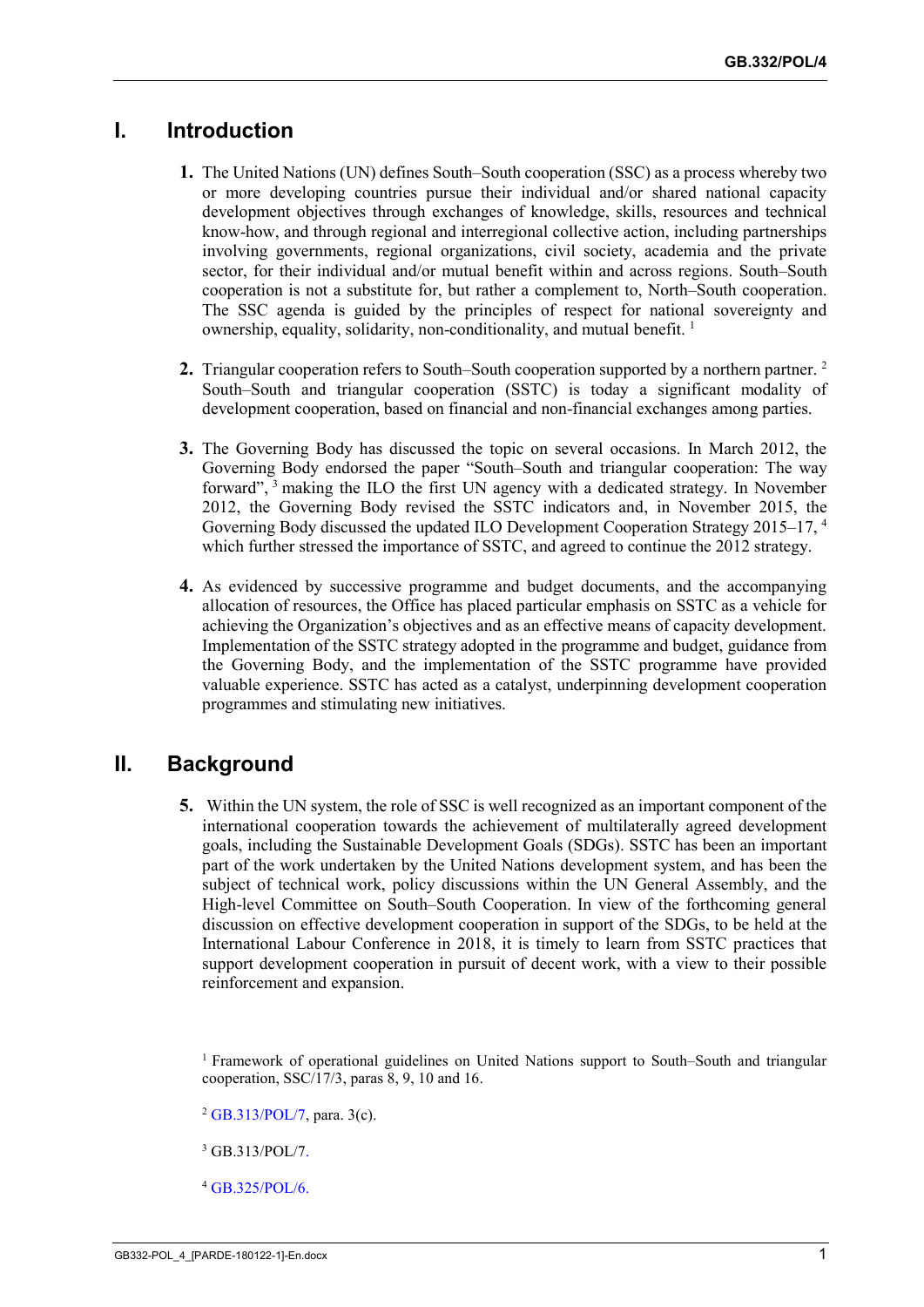## I. Introduction

**1.** The United Nations (UN) defines South–South cooperation (SSC) as a process whereby two or more developing countries pursue their individual and/or shared national capacity development objectives through exchanges of knowledge, skills, resources and technical know-how, and through regional and interregional collective action, including partnerships involving governments, regional organizations, civil society, academia and the private sector, for their individual and/or mutual benefit within and across regions. South–South cooperation is not a substitute for, but rather a complement to, North–South cooperation. The SSC agenda is guided by the principles of respect for national sovereignty and ownership, equality, solidarity, non-conditionality, and mutual benefit. [1]

**2.** Triangular cooperation refers to South–South cooperation supported by a northern partner. [2] South–South and triangular cooperation (SSTC) is today a significant modality of development cooperation, based on financial and non-financial exchanges among parties.

**3.** The Governing Body has discussed the topic on several occasions. In March 2012, the Governing Body endorsed the paper "South–South and triangular cooperation: The way forward", [3] making the ILO the first UN agency with a dedicated strategy. In November 2012, the Governing Body revised the SSTC indicators and, in November 2015, the Governing Body discussed the updated ILO Development Cooperation Strategy 2015–17, [4] which further stressed the importance of SSTC, and agreed to continue the 2012 strategy.

**4.** As evidenced by successive programme and budget documents, and the accompanying allocation of resources, the Office has placed particular emphasis on SSTC as a vehicle for achieving the Organization's objectives and as an effective means of capacity development. Implementation of the SSTC strategy adopted in the programme and budget, guidance from the Governing Body, and the implementation of the SSTC programme have provided valuable experience. SSTC has acted as a catalyst, underpinning development cooperation programmes and stimulating new initiatives.

## II. Background

**5.** Within the UN system, the role of SSC is well recognized as an important component of the international cooperation towards the achievement of multilaterally agreed development goals, including the Sustainable Development Goals (SDGs). SSTC has been an important part of the work undertaken by the United Nations development system, and has been the subject of technical work, policy discussions within the UN General Assembly, and the High-level Committee on South–South Cooperation. In view of the forthcoming general discussion on effective development cooperation in support of the SDGs, to be held at the International Labour Conference in 2018, it is timely to learn from SSTC practices that support development cooperation in pursuit of decent work, with a view to their possible reinforcement and expansion.

---

[1] Framework of operational guidelines on United Nations support to South–South and triangular cooperation, SSC/17/3, paras 8, 9, 10 and 16.

[2] GB.313/POL/7, para. 3(c).

[3] GB.313/POL/7.

[4] GB.325/POL/6.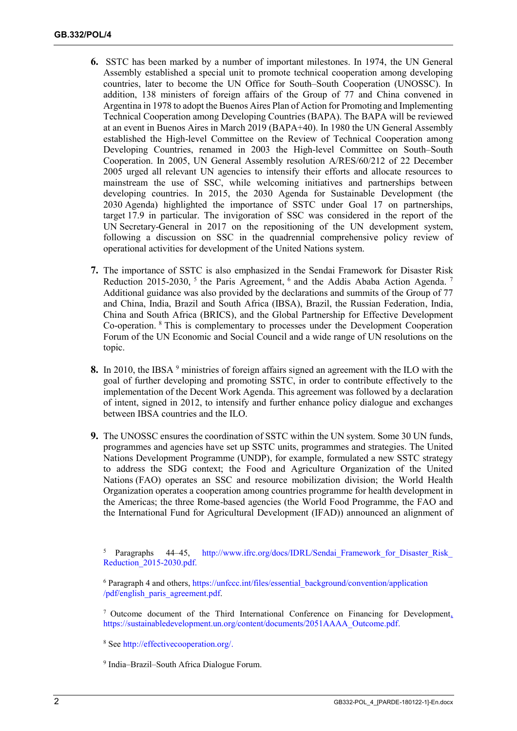6. SSTC has been marked by a number of important milestones. In 1974, the UN General Assembly established a special unit to promote technical cooperation among developing countries, later to become the UN Office for South–South Cooperation (UNOSSC). In addition, 138 ministers of foreign affairs of the Group of 77 and China convened in Argentina in 1978 to adopt the Buenos Aires Plan of Action for Promoting and Implementing Technical Cooperation among Developing Countries (BAPA). The BAPA will be reviewed at an event in Buenos Aires in March 2019 (BAPA+40). In 1980 the UN General Assembly established the High-level Committee on the Review of Technical Cooperation among Developing Countries, renamed in 2003 the High-level Committee on South–South Cooperation. In 2005, UN General Assembly resolution A/RES/60/212 of 22 December 2005 urged all relevant UN agencies to intensify their efforts and allocate resources to mainstream the use of SSC, while welcoming initiatives and partnerships between developing countries. In 2015, the 2030 Agenda for Sustainable Development (the 2030 Agenda) highlighted the importance of SSTC under Goal 17 on partnerships, target 17.9 in particular. The invigoration of SSC was considered in the report of the UN Secretary-General in 2017 on the repositioning of the UN development system, following a discussion on SSC in the quadrennial comprehensive policy review of operational activities for development of the United Nations system.

7. The importance of SSTC is also emphasized in the Sendai Framework for Disaster Risk Reduction 2015-2030, [5] the Paris Agreement, [6] and the Addis Ababa Action Agenda. [7] Additional guidance was also provided by the declarations and summits of the Group of 77 and China, India, Brazil and South Africa (IBSA), Brazil, the Russian Federation, India, China and South Africa (BRICS), and the Global Partnership for Effective Development Co-operation. [8] This is complementary to processes under the Development Cooperation Forum of the UN Economic and Social Council and a wide range of UN resolutions on the topic.

8. In 2010, the IBSA [9] ministries of foreign affairs signed an agreement with the ILO with the goal of further developing and promoting SSTC, in order to contribute effectively to the implementation of the Decent Work Agenda. This agreement was followed by a declaration of intent, signed in 2012, to intensify and further enhance policy dialogue and exchanges between IBSA countries and the ILO.

9. The UNOSSC ensures the coordination of SSTC within the UN system. Some 30 UN funds, programmes and agencies have set up SSTC units, programmes and strategies. The United Nations Development Programme (UNDP), for example, formulated a new SSTC strategy to address the SDG context; the Food and Agriculture Organization of the United Nations (FAO) operates an SSC and resource mobilization division; the World Health Organization operates a cooperation among countries programme for health development in the Americas; the three Rome-based agencies (the World Food Programme, the FAO and the International Fund for Agricultural Development (IFAD)) announced an alignment of

---

[5] Paragraphs 44–45, http://www.ifrc.org/docs/IDRL/Sendai_Framework_for_Disaster_Risk_Reduction_2015-2030.pdf.

[6] Paragraph 4 and others, https://unfccc.int/files/essential_background/convention/application/pdf/english_paris_agreement.pdf.

[7] Outcome document of the Third International Conference on Financing for Development, https://sustainabledevelopment.un.org/content/documents/2051AAAA_Outcome.pdf.

[8] See http://effectivecooperation.org/.

[9] India–Brazil–South Africa Dialogue Forum.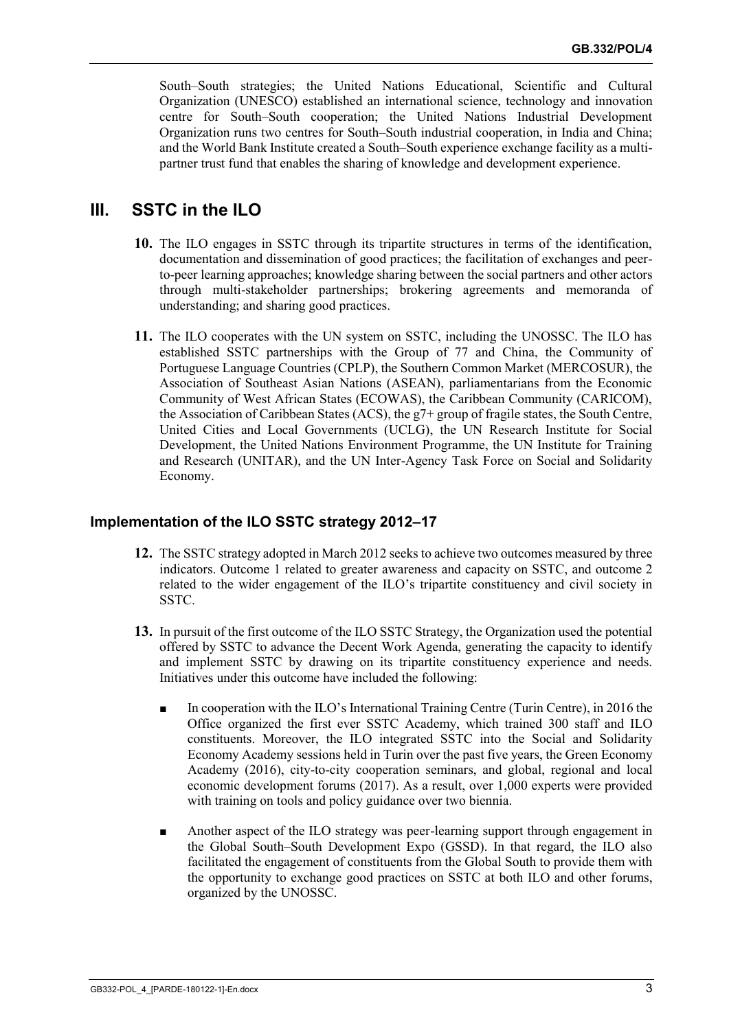South–South strategies; the United Nations Educational, Scientific and Cultural Organization (UNESCO) established an international science, technology and innovation centre for South–South cooperation; the United Nations Industrial Development Organization runs two centres for South–South industrial cooperation, in India and China; and the World Bank Institute created a South–South experience exchange facility as a multi-partner trust fund that enables the sharing of knowledge and development experience.

# III. SSTC in the ILO

**10.** The ILO engages in SSTC through its tripartite structures in terms of the identification, documentation and dissemination of good practices; the facilitation of exchanges and peer-to-peer learning approaches; knowledge sharing between the social partners and other actors through multi-stakeholder partnerships; brokering agreements and memoranda of understanding; and sharing good practices.

**11.** The ILO cooperates with the UN system on SSTC, including the UNOSSC. The ILO has established SSTC partnerships with the Group of 77 and China, the Community of Portuguese Language Countries (CPLP), the Southern Common Market (MERCOSUR), the Association of Southeast Asian Nations (ASEAN), parliamentarians from the Economic Community of West African States (ECOWAS), the Caribbean Community (CARICOM), the Association of Caribbean States (ACS), the g7+ group of fragile states, the South Centre, United Cities and Local Governments (UCLG), the UN Research Institute for Social Development, the United Nations Environment Programme, the UN Institute for Training and Research (UNITAR), and the UN Inter-Agency Task Force on Social and Solidarity Economy.

## Implementation of the ILO SSTC strategy 2012–17

**12.** The SSTC strategy adopted in March 2012 seeks to achieve two outcomes measured by three indicators. Outcome 1 related to greater awareness and capacity on SSTC, and outcome 2 related to the wider engagement of the ILO's tripartite constituency and civil society in SSTC.

**13.** In pursuit of the first outcome of the ILO SSTC Strategy, the Organization used the potential offered by SSTC to advance the Decent Work Agenda, generating the capacity to identify and implement SSTC by drawing on its tripartite constituency experience and needs. Initiatives under this outcome have included the following:

- In cooperation with the ILO's International Training Centre (Turin Centre), in 2016 the Office organized the first ever SSTC Academy, which trained 300 staff and ILO constituents. Moreover, the ILO integrated SSTC into the Social and Solidarity Economy Academy sessions held in Turin over the past five years, the Green Economy Academy (2016), city-to-city cooperation seminars, and global, regional and local economic development forums (2017). As a result, over 1,000 experts were provided with training on tools and policy guidance over two biennia.

- Another aspect of the ILO strategy was peer-learning support through engagement in the Global South–South Development Expo (GSSD). In that regard, the ILO also facilitated the engagement of constituents from the Global South to provide them with the opportunity to exchange good practices on SSTC at both ILO and other forums, organized by the UNOSSC.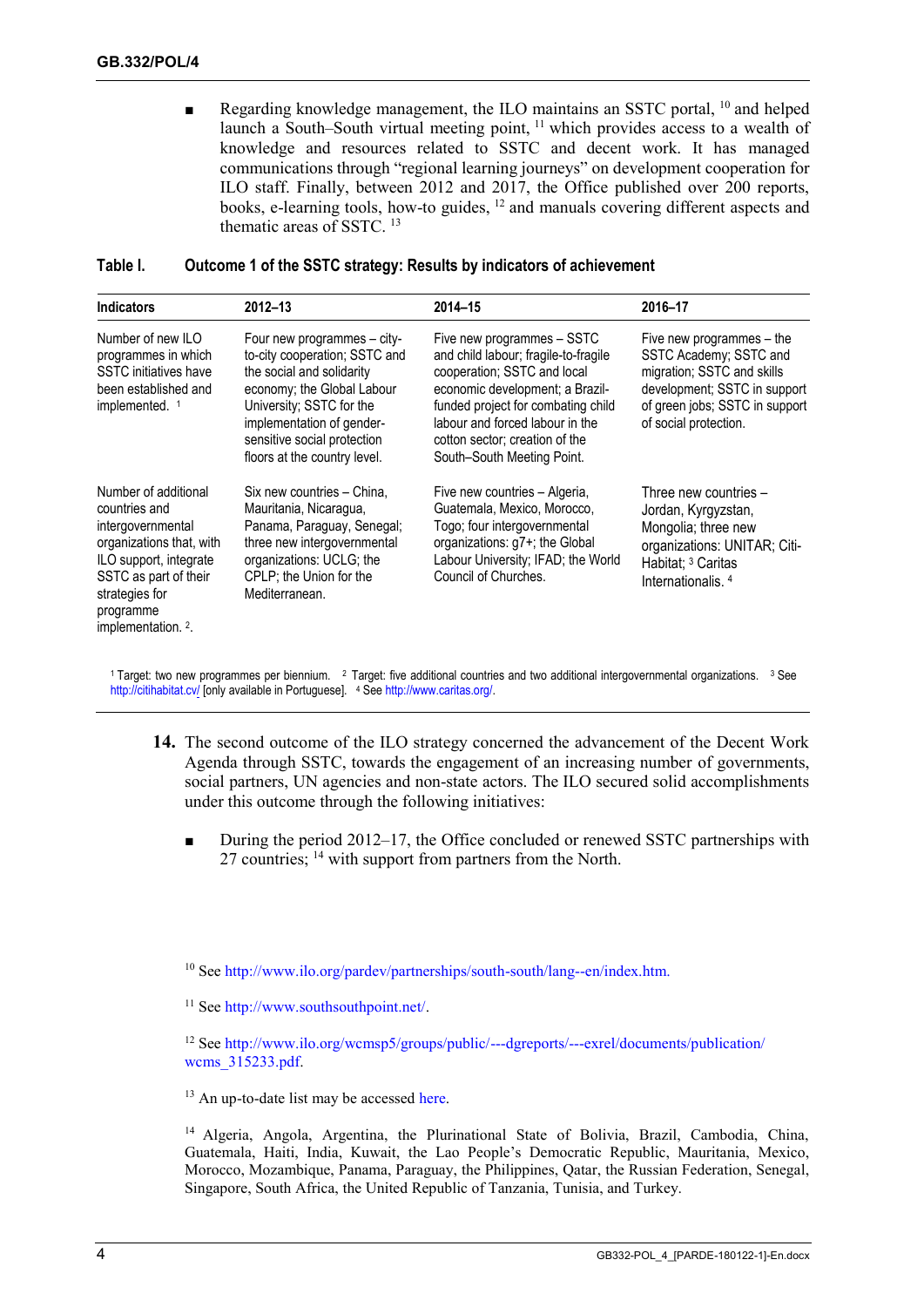- Regarding knowledge management, the ILO maintains an SSTC portal, [10] and helped launch a South–South virtual meeting point, [11] which provides access to a wealth of knowledge and resources related to SSTC and decent work. It has managed communications through "regional learning journeys" on development cooperation for ILO staff. Finally, between 2012 and 2017, the Office published over 200 reports, books, e-learning tools, how-to guides, [12] and manuals covering different aspects and thematic areas of SSTC. [13]

**Table I. Outcome 1 of the SSTC strategy: Results by indicators of achievement**

| Indicators | 2012–13 | 2014–15 | 2016–17 |
|---|---|---|---|
| Number of new ILO programmes in which SSTC initiatives have been established and implemented. [1] | Four new programmes – city-to-city cooperation; SSTC and the social and solidarity economy; the Global Labour University; SSTC for the implementation of gender-sensitive social protection floors at the country level. | Five new programmes – SSTC and child labour; fragile-to-fragile cooperation; SSTC and local economic development; a Brazil-funded project for combating child labour and forced labour in the cotton sector; creation of the South–South Meeting Point. | Five new programmes – the SSTC Academy; SSTC and migration; SSTC and skills development; SSTC in support of green jobs; SSTC in support of social protection. |
| Number of additional countries and intergovernmental organizations that, with ILO support, integrate SSTC as part of their strategies for programme implementation. [2]. | Six new countries – China, Mauritania, Nicaragua, Panama, Paraguay, Senegal; three new intergovernmental organizations: UCLG; the CPLP; the Union for the Mediterranean. | Five new countries – Algeria, Guatemala, Mexico, Morocco, Togo; four intergovernmental organizations: g7+; the Global Labour University; IFAD; the World Council of Churches. | Three new countries – Jordan, Kyrgyzstan, Mongolia; three new organizations: UNITAR; Citi-Habitat; [3] Caritas Internationalis. [4] |

[1] Target: two new programmes per biennium. [2] Target: five additional countries and two additional intergovernmental organizations. [3] See http://citihabitat.cv/ [only available in Portuguese]. [4] See http://www.caritas.org/.

**14.** The second outcome of the ILO strategy concerned the advancement of the Decent Work Agenda through SSTC, towards the engagement of an increasing number of governments, social partners, UN agencies and non-state actors. The ILO secured solid accomplishments under this outcome through the following initiatives:

- During the period 2012–17, the Office concluded or renewed SSTC partnerships with 27 countries; [14] with support from partners from the North.

[10] See http://www.ilo.org/pardev/partnerships/south-south/lang--en/index.htm.

[11] See http://www.southsouthpoint.net/.

[12] See http://www.ilo.org/wcmsp5/groups/public/---dgreports/---exrel/documents/publication/wcms_315233.pdf.

[13] An up-to-date list may be accessed here.

[14] Algeria, Angola, Argentina, the Plurinational State of Bolivia, Brazil, Cambodia, China, Guatemala, Haiti, India, Kuwait, the Lao People's Democratic Republic, Mauritania, Mexico, Morocco, Mozambique, Panama, Paraguay, the Philippines, Qatar, the Russian Federation, Senegal, Singapore, South Africa, the United Republic of Tanzania, Tunisia, and Turkey.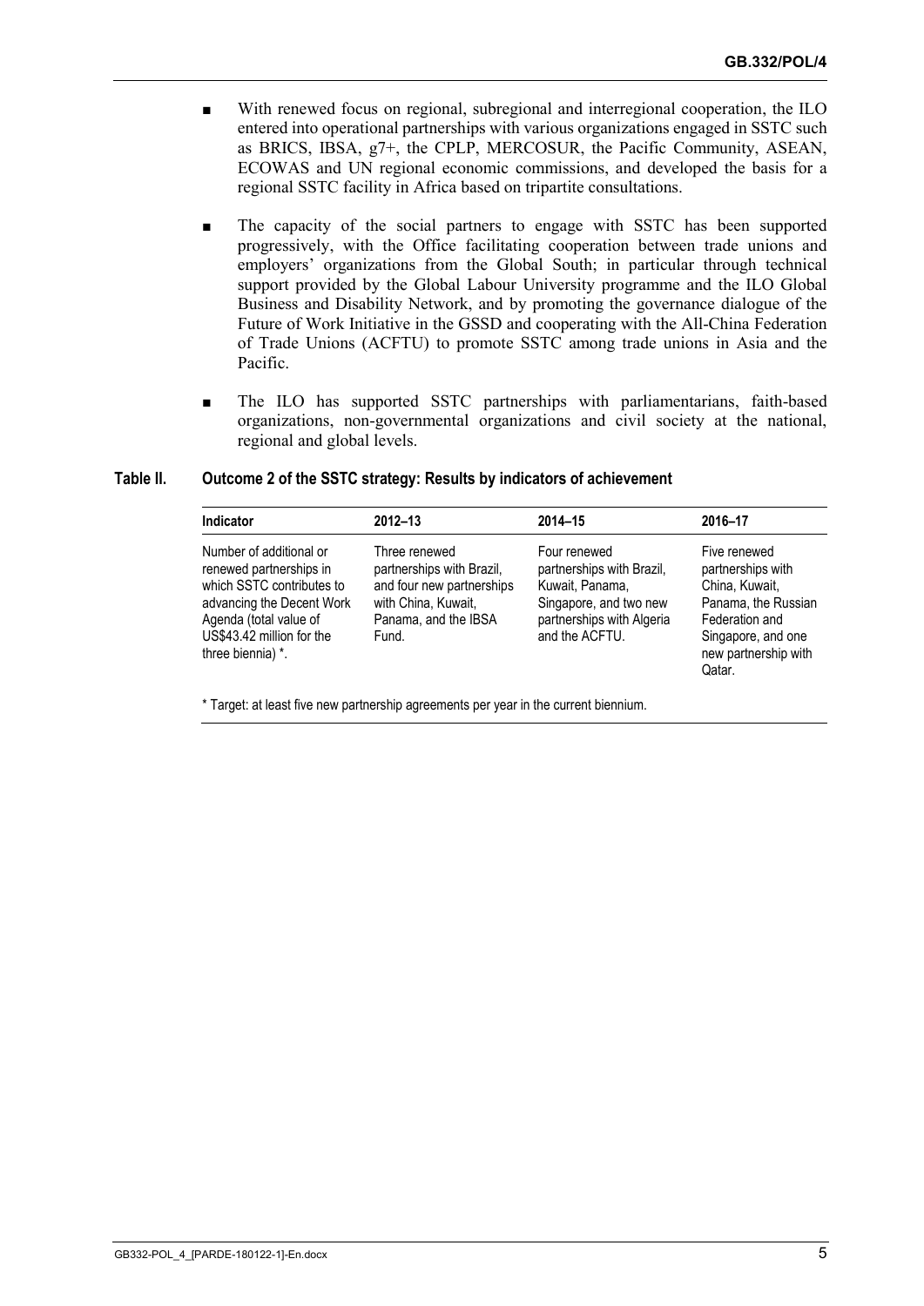- With renewed focus on regional, subregional and interregional cooperation, the ILO entered into operational partnerships with various organizations engaged in SSTC such as BRICS, IBSA, g7+, the CPLP, MERCOSUR, the Pacific Community, ASEAN, ECOWAS and UN regional economic commissions, and developed the basis for a regional SSTC facility in Africa based on tripartite consultations.

- The capacity of the social partners to engage with SSTC has been supported progressively, with the Office facilitating cooperation between trade unions and employers' organizations from the Global South; in particular through technical support provided by the Global Labour University programme and the ILO Global Business and Disability Network, and by promoting the governance dialogue of the Future of Work Initiative in the GSSD and cooperating with the All-China Federation of Trade Unions (ACFTU) to promote SSTC among trade unions in Asia and the Pacific.

- The ILO has supported SSTC partnerships with parliamentarians, faith-based organizations, non-governmental organizations and civil society at the national, regional and global levels.

**Table II. Outcome 2 of the SSTC strategy: Results by indicators of achievement**

| Indicator | 2012–13 | 2014–15 | 2016–17 |
|---|---|---|---|
| Number of additional or renewed partnerships in which SSTC contributes to advancing the Decent Work Agenda (total value of US$43.42 million for the three biennia) *. | Three renewed partnerships with Brazil, and four new partnerships with China, Kuwait, Panama, and the IBSA Fund. | Four renewed partnerships with Brazil, Kuwait, Panama, Singapore, and two new partnerships with Algeria and the ACFTU. | Five renewed partnerships with China, Kuwait, Panama, the Russian Federation and Singapore, and one new partnership with Qatar. |

* Target: at least five new partnership agreements per year in the current biennium.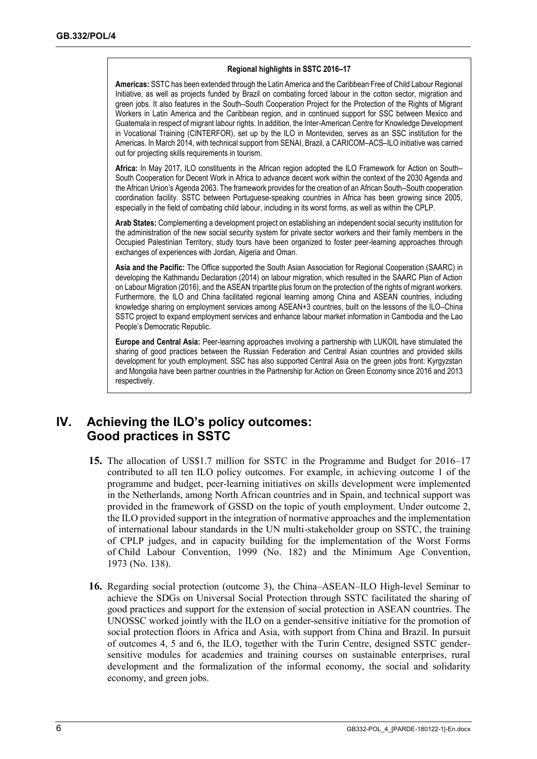**Regional highlights in SSTC 2016–17**

**Americas:** SSTC has been extended through the Latin America and the Caribbean Free of Child Labour Regional Initiative, as well as projects funded by Brazil on combating forced labour in the cotton sector, migration and green jobs. It also features in the South–South Cooperation Project for the Protection of the Rights of Migrant Workers in Latin America and the Caribbean region, and in continued support for SSC between Mexico and Guatemala in respect of migrant labour rights. In addition, the Inter-American Centre for Knowledge Development in Vocational Training (CINTERFOR), set up by the ILO in Montevideo, serves as an SSC institution for the Americas. In March 2014, with technical support from SENAI, Brazil, a CARICOM–ACS–ILO initiative was carried out for projecting skills requirements in tourism.

**Africa:** In May 2017, ILO constituents in the African region adopted the ILO Framework for Action on South–South Cooperation for Decent Work in Africa to advance decent work within the context of the 2030 Agenda and the African Union's Agenda 2063. The framework provides for the creation of an African South–South cooperation coordination facility. SSTC between Portuguese-speaking countries in Africa has been growing since 2005, especially in the field of combating child labour, including in its worst forms, as well as within the CPLP.

**Arab States:** Complementing a development project on establishing an independent social security institution for the administration of the new social security system for private sector workers and their family members in the Occupied Palestinian Territory, study tours have been organized to foster peer-learning approaches through exchanges of experiences with Jordan, Algeria and Oman.

**Asia and the Pacific:** The Office supported the South Asian Association for Regional Cooperation (SAARC) in developing the Kathmandu Declaration (2014) on labour migration, which resulted in the SAARC Plan of Action on Labour Migration (2016), and the ASEAN tripartite plus forum on the protection of the rights of migrant workers. Furthermore, the ILO and China facilitated regional learning among China and ASEAN countries, including knowledge sharing on employment services among ASEAN+3 countries, built on the lessons of the ILO–China SSTC project to expand employment services and enhance labour market information in Cambodia and the Lao People's Democratic Republic.

**Europe and Central Asia:** Peer-learning approaches involving a partnership with LUKOIL have stimulated the sharing of good practices between the Russian Federation and Central Asian countries and provided skills development for youth employment. SSC has also supported Central Asia on the green jobs front: Kyrgyzstan and Mongolia have been partner countries in the Partnership for Action on Green Economy since 2016 and 2013 respectively.

## IV. Achieving the ILO's policy outcomes: Good practices in SSTC

**15.** The allocation of US$1.7 million for SSTC in the Programme and Budget for 2016–17 contributed to all ten ILO policy outcomes. For example, in achieving outcome 1 of the programme and budget, peer-learning initiatives on skills development were implemented in the Netherlands, among North African countries and in Spain, and technical support was provided in the framework of GSSD on the topic of youth employment. Under outcome 2, the ILO provided support in the integration of normative approaches and the implementation of international labour standards in the UN multi-stakeholder group on SSTC, the training of CPLP judges, and in capacity building for the implementation of the Worst Forms of Child Labour Convention, 1999 (No. 182) and the Minimum Age Convention, 1973 (No. 138).

**16.** Regarding social protection (outcome 3), the China–ASEAN–ILO High-level Seminar to achieve the SDGs on Universal Social Protection through SSTC facilitated the sharing of good practices and support for the extension of social protection in ASEAN countries. The UNOSSC worked jointly with the ILO on a gender-sensitive initiative for the promotion of social protection floors in Africa and Asia, with support from China and Brazil. In pursuit of outcomes 4, 5 and 6, the ILO, together with the Turin Centre, designed SSTC gender-sensitive modules for academies and training courses on sustainable enterprises, rural development and the formalization of the informal economy, the social and solidarity economy, and green jobs.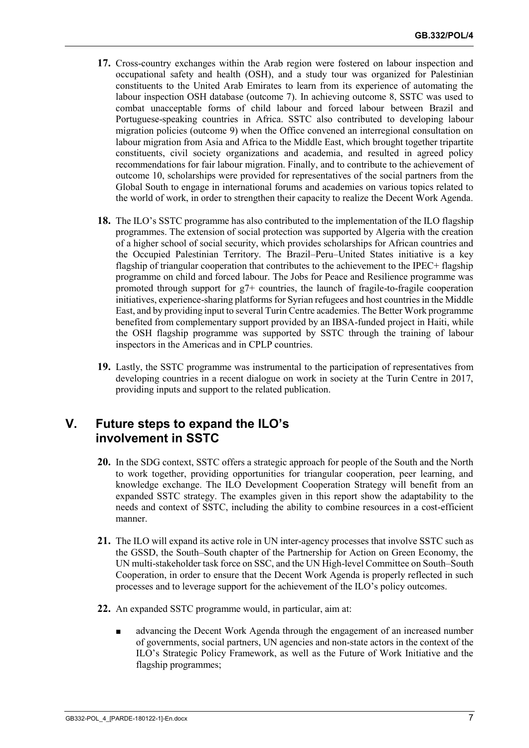**17.** Cross-country exchanges within the Arab region were fostered on labour inspection and occupational safety and health (OSH), and a study tour was organized for Palestinian constituents to the United Arab Emirates to learn from its experience of automating the labour inspection OSH database (outcome 7). In achieving outcome 8, SSTC was used to combat unacceptable forms of child labour and forced labour between Brazil and Portuguese-speaking countries in Africa. SSTC also contributed to developing labour migration policies (outcome 9) when the Office convened an interregional consultation on labour migration from Asia and Africa to the Middle East, which brought together tripartite constituents, civil society organizations and academia, and resulted in agreed policy recommendations for fair labour migration. Finally, and to contribute to the achievement of outcome 10, scholarships were provided for representatives of the social partners from the Global South to engage in international forums and academies on various topics related to the world of work, in order to strengthen their capacity to realize the Decent Work Agenda.

**18.** The ILO's SSTC programme has also contributed to the implementation of the ILO flagship programmes. The extension of social protection was supported by Algeria with the creation of a higher school of social security, which provides scholarships for African countries and the Occupied Palestinian Territory. The Brazil–Peru–United States initiative is a key flagship of triangular cooperation that contributes to the achievement to the IPEC+ flagship programme on child and forced labour. The Jobs for Peace and Resilience programme was promoted through support for g7+ countries, the launch of fragile-to-fragile cooperation initiatives, experience-sharing platforms for Syrian refugees and host countries in the Middle East, and by providing input to several Turin Centre academies. The Better Work programme benefited from complementary support provided by an IBSA-funded project in Haiti, while the OSH flagship programme was supported by SSTC through the training of labour inspectors in the Americas and in CPLP countries.

**19.** Lastly, the SSTC programme was instrumental to the participation of representatives from developing countries in a recent dialogue on work in society at the Turin Centre in 2017, providing inputs and support to the related publication.

## V. Future steps to expand the ILO's involvement in SSTC

**20.** In the SDG context, SSTC offers a strategic approach for people of the South and the North to work together, providing opportunities for triangular cooperation, peer learning, and knowledge exchange. The ILO Development Cooperation Strategy will benefit from an expanded SSTC strategy. The examples given in this report show the adaptability to the needs and context of SSTC, including the ability to combine resources in a cost-efficient manner.

**21.** The ILO will expand its active role in UN inter-agency processes that involve SSTC such as the GSSD, the South–South chapter of the Partnership for Action on Green Economy, the UN multi-stakeholder task force on SSC, and the UN High-level Committee on South–South Cooperation, in order to ensure that the Decent Work Agenda is properly reflected in such processes and to leverage support for the achievement of the ILO's policy outcomes.

**22.** An expanded SSTC programme would, in particular, aim at:

- advancing the Decent Work Agenda through the engagement of an increased number of governments, social partners, UN agencies and non-state actors in the context of the ILO's Strategic Policy Framework, as well as the Future of Work Initiative and the flagship programmes;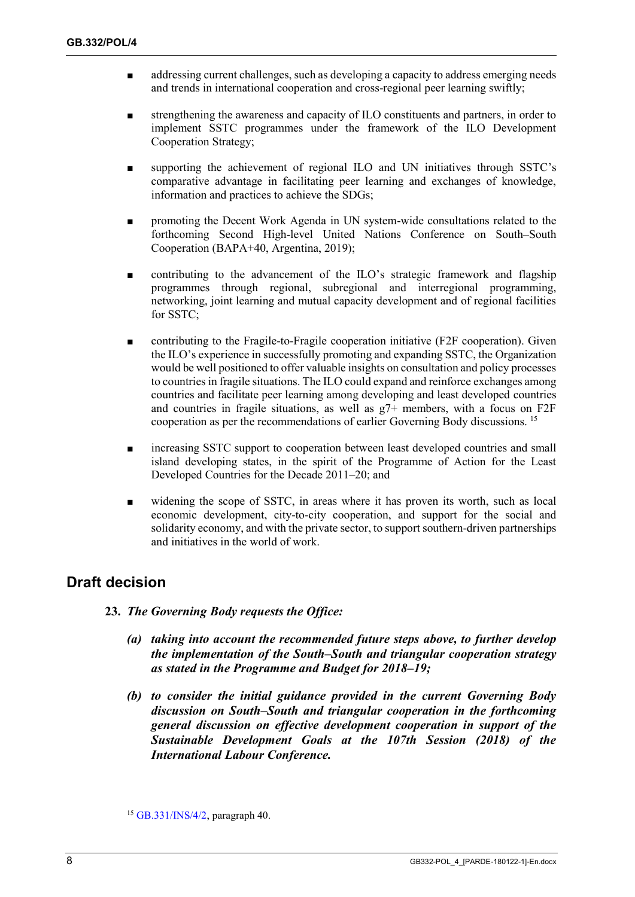- addressing current challenges, such as developing a capacity to address emerging needs and trends in international cooperation and cross-regional peer learning swiftly;
- strengthening the awareness and capacity of ILO constituents and partners, in order to implement SSTC programmes under the framework of the ILO Development Cooperation Strategy;
- supporting the achievement of regional ILO and UN initiatives through SSTC's comparative advantage in facilitating peer learning and exchanges of knowledge, information and practices to achieve the SDGs;
- promoting the Decent Work Agenda in UN system-wide consultations related to the forthcoming Second High-level United Nations Conference on South–South Cooperation (BAPA+40, Argentina, 2019);
- contributing to the advancement of the ILO's strategic framework and flagship programmes through regional, subregional and interregional programming, networking, joint learning and mutual capacity development and of regional facilities for SSTC;
- contributing to the Fragile-to-Fragile cooperation initiative (F2F cooperation). Given the ILO's experience in successfully promoting and expanding SSTC, the Organization would be well positioned to offer valuable insights on consultation and policy processes to countries in fragile situations. The ILO could expand and reinforce exchanges among countries and facilitate peer learning among developing and least developed countries and countries in fragile situations, as well as g7+ members, with a focus on F2F cooperation as per the recommendations of earlier Governing Body discussions. [15]
- increasing SSTC support to cooperation between least developed countries and small island developing states, in the spirit of the Programme of Action for the Least Developed Countries for the Decade 2011–20; and
- widening the scope of SSTC, in areas where it has proven its worth, such as local economic development, city-to-city cooperation, and support for the social and solidarity economy, and with the private sector, to support southern-driven partnerships and initiatives in the world of work.

## Draft decision

**23.** ***The Governing Body requests the Office:***

***(a) taking into account the recommended future steps above, to further develop the implementation of the South–South and triangular cooperation strategy as stated in the Programme and Budget for 2018–19;***

***(b) to consider the initial guidance provided in the current Governing Body discussion on South–South and triangular cooperation in the forthcoming general discussion on effective development cooperation in support of the Sustainable Development Goals at the 107th Session (2018) of the International Labour Conference.***

[15] GB.331/INS/4/2, paragraph 40.